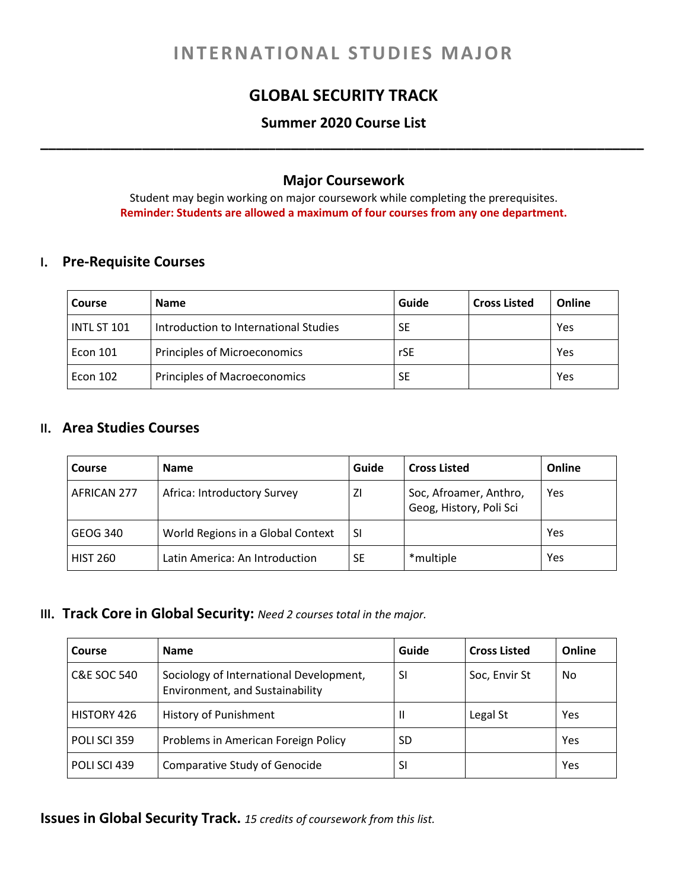# INTERNATIONAL STUDIES MAJOR

## GLOBAL SECURITY TRACK

### Summer 2020 Course List

---

### Major Coursework

Student may begin working on major coursework while completing the prerequisites.

**Reminder: Students are allowed a maximum of four courses from any one department.**

## I. Pre-Requisite Courses

| Course | Name | Guide | Cross Listed | Online |
|---|---|---|---|---|
| INTL ST 101 | Introduction to International Studies | SE | | Yes |
| Econ 101 | Principles of Microeconomics | rSE | | Yes |
| Econ 102 | Principles of Macroeconomics | SE | | Yes |

## II. Area Studies Courses

| Course | Name | Guide | Cross Listed | Online |
|---|---|---|---|---|
| AFRICAN 277 | Africa: Introductory Survey | ZI | Soc, Afroamer, Anthro, Geog, History, Poli Sci | Yes |
| GEOG 340 | World Regions in a Global Context | SI | | Yes |
| HIST 260 | Latin America: An Introduction | SE | *multiple | Yes |

## III. Track Core in Global Security: *Need 2 courses total in the major.*

| Course | Name | Guide | Cross Listed | Online |
|---|---|---|---|---|
| C&E SOC 540 | Sociology of International Development, Environment, and Sustainability | SI | Soc, Envir St | No |
| HISTORY 426 | History of Punishment | II | Legal St | Yes |
| POLI SCI 359 | Problems in American Foreign Policy | SD | | Yes |
| POLI SCI 439 | Comparative Study of Genocide | SI | | Yes |

**Issues in Global Security Track.** *15 credits of coursework from this list.*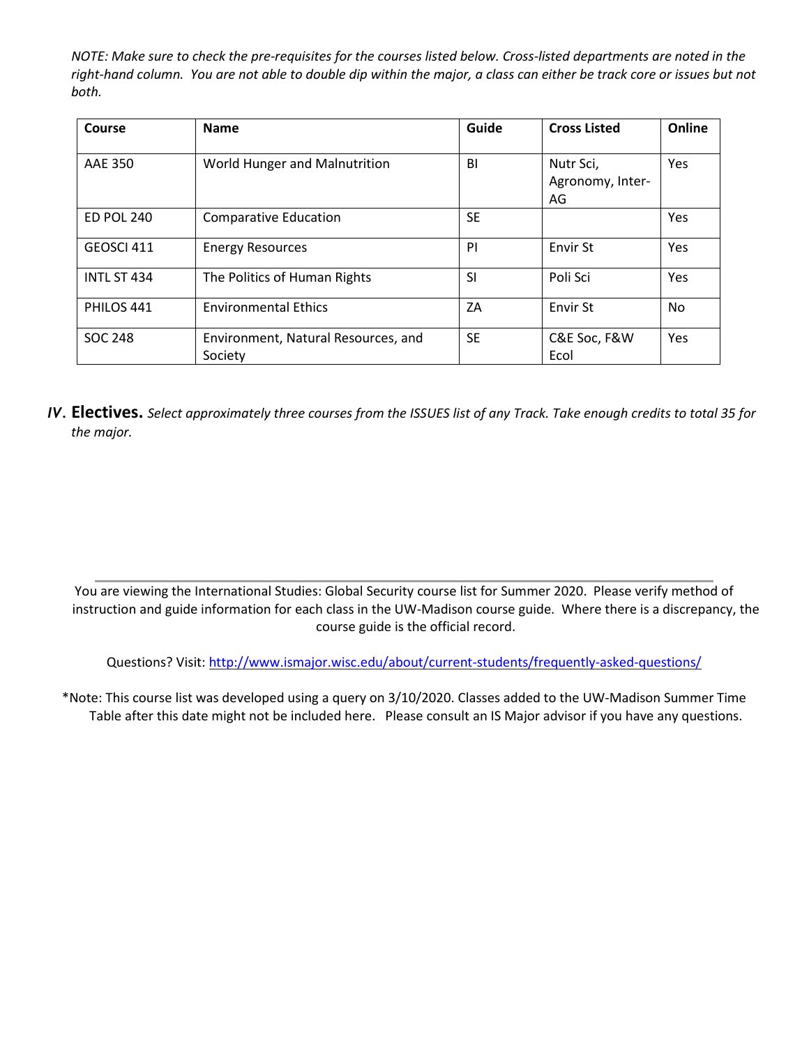*NOTE: Make sure to check the pre-requisites for the courses listed below. Cross-listed departments are noted in the right-hand column. You are not able to double dip within the major, a class can either be track core or issues but not both.*

| Course | Name | Guide | Cross Listed | Online |
|---|---|---|---|---|
| AAE 350 | World Hunger and Malnutrition | BI | Nutr Sci, Agronomy, Inter-AG | Yes |
| ED POL 240 | Comparative Education | SE | | Yes |
| GEOSCI 411 | Energy Resources | PI | Envir St | Yes |
| INTL ST 434 | The Politics of Human Rights | SI | Poli Sci | Yes |
| PHILOS 441 | Environmental Ethics | ZA | Envir St | No |
| SOC 248 | Environment, Natural Resources, and Society | SE | C&E Soc, F&W Ecol | Yes |

## *IV*. Electives.

*Select approximately three courses from the ISSUES list of any Track. Take enough credits to total 35 for the major.*

---

You are viewing the International Studies: Global Security course list for Summer 2020. Please verify method of instruction and guide information for each class in the UW-Madison course guide. Where there is a discrepancy, the course guide is the official record.

Questions? Visit: http://www.ismajor.wisc.edu/about/current-students/frequently-asked-questions/

*Note: This course list was developed using a query on 3/10/2020. Classes added to the UW-Madison Summer Time Table after this date might not be included here. Please consult an IS Major advisor if you have any questions.